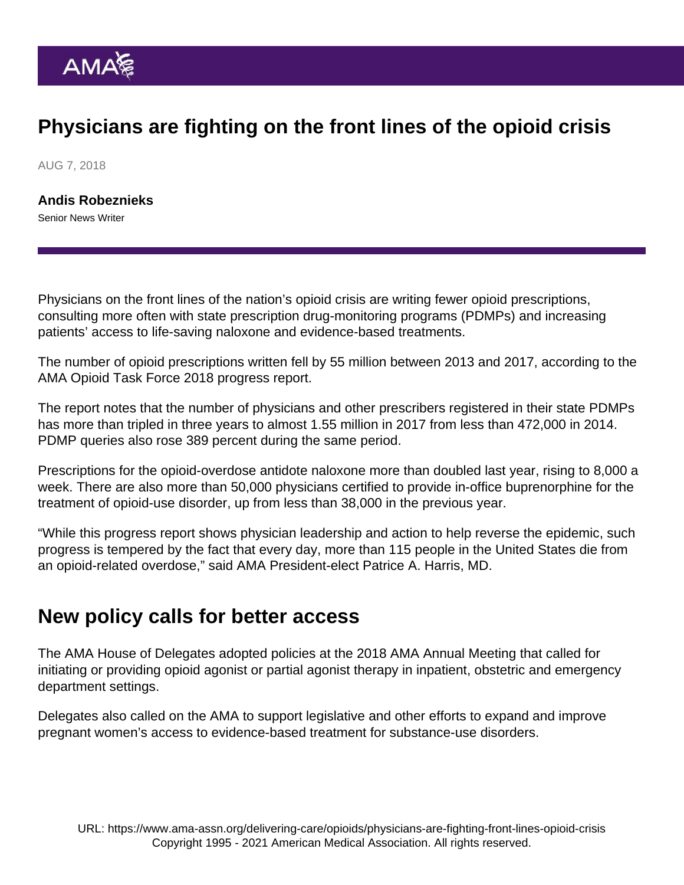# Physicians are fighting on the front lines of the opioid crisis

AUG 7, 2018

**Andis Robeznieks**
Senior News Writer

Physicians on the front lines of the nation's opioid crisis are writing fewer opioid prescriptions, consulting more often with state prescription drug-monitoring programs (PDMPs) and increasing patients' access to life-saving naloxone and evidence-based treatments.

The number of opioid prescriptions written fell by 55 million between 2013 and 2017, according to the AMA Opioid Task Force 2018 progress report.

The report notes that the number of physicians and other prescribers registered in their state PDMPs has more than tripled in three years to almost 1.55 million in 2017 from less than 472,000 in 2014. PDMP queries also rose 389 percent during the same period.

Prescriptions for the opioid-overdose antidote naloxone more than doubled last year, rising to 8,000 a week. There are also more than 50,000 physicians certified to provide in-office buprenorphine for the treatment of opioid-use disorder, up from less than 38,000 in the previous year.

"While this progress report shows physician leadership and action to help reverse the epidemic, such progress is tempered by the fact that every day, more than 115 people in the United States die from an opioid-related overdose," said AMA President-elect Patrice A. Harris, MD.

## New policy calls for better access

The AMA House of Delegates adopted policies at the 2018 AMA Annual Meeting that called for initiating or providing opioid agonist or partial agonist therapy in inpatient, obstetric and emergency department settings.

Delegates also called on the AMA to support legislative and other efforts to expand and improve pregnant women's access to evidence-based treatment for substance-use disorders.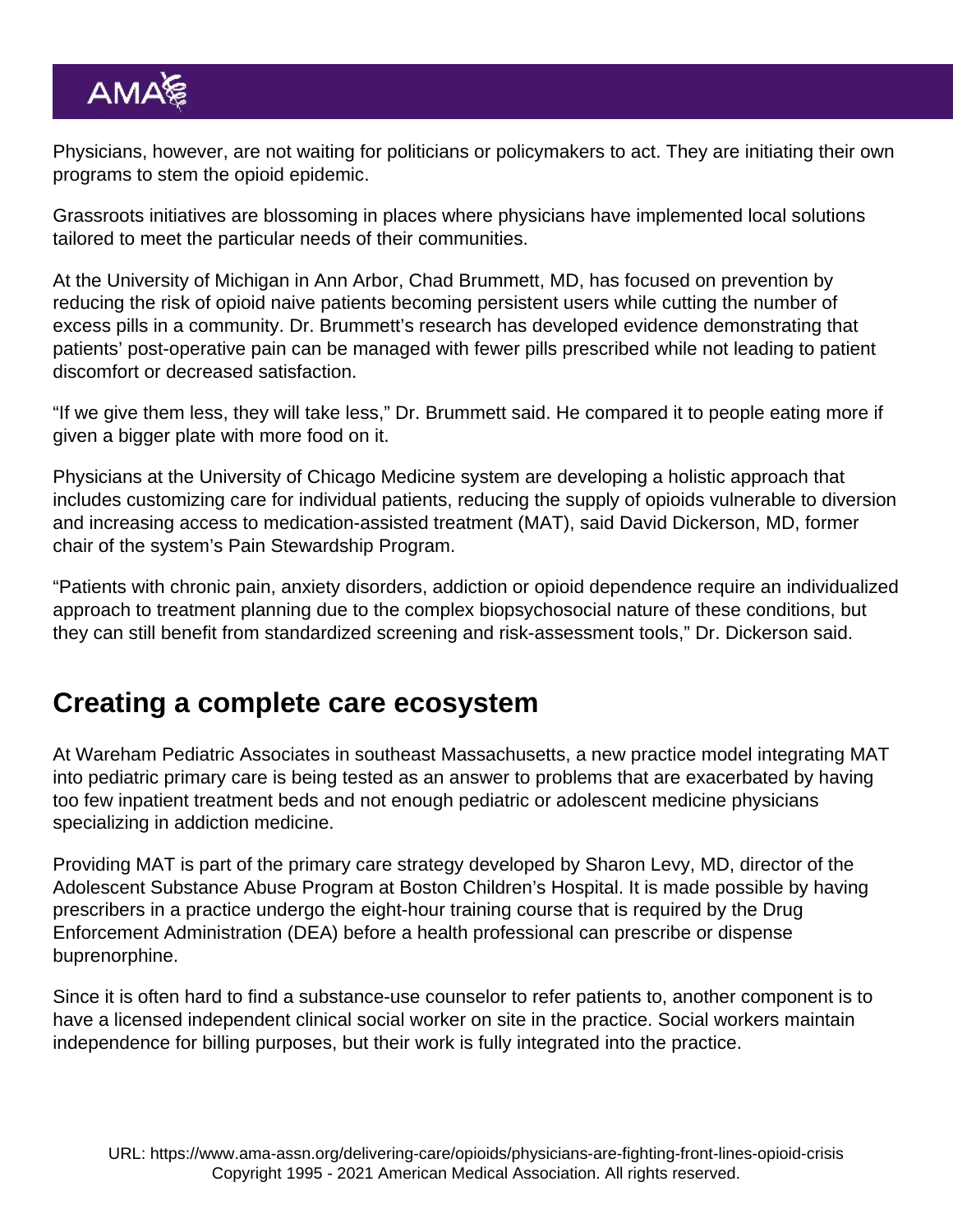Physicians, however, are not waiting for politicians or policymakers to act. They are initiating their own programs to stem the opioid epidemic.

Grassroots initiatives are blossoming in places where physicians have implemented local solutions tailored to meet the particular needs of their communities.

At the University of Michigan in Ann Arbor, Chad Brummett, MD, has focused on prevention by reducing the risk of opioid naive patients becoming persistent users while cutting the number of excess pills in a community. Dr. Brummett's research has developed evidence demonstrating that patients' post-operative pain can be managed with fewer pills prescribed while not leading to patient discomfort or decreased satisfaction.

"If we give them less, they will take less," Dr. Brummett said. He compared it to people eating more if given a bigger plate with more food on it.

Physicians at the University of Chicago Medicine system are developing a holistic approach that includes customizing care for individual patients, reducing the supply of opioids vulnerable to diversion and increasing access to medication-assisted treatment (MAT), said David Dickerson, MD, former chair of the system's Pain Stewardship Program.

"Patients with chronic pain, anxiety disorders, addiction or opioid dependence require an individualized approach to treatment planning due to the complex biopsychosocial nature of these conditions, but they can still benefit from standardized screening and risk-assessment tools," Dr. Dickerson said.

## Creating a complete care ecosystem

At Wareham Pediatric Associates in southeast Massachusetts, a new practice model integrating MAT into pediatric primary care is being tested as an answer to problems that are exacerbated by having too few inpatient treatment beds and not enough pediatric or adolescent medicine physicians specializing in addiction medicine.

Providing MAT is part of the primary care strategy developed by Sharon Levy, MD, director of the Adolescent Substance Abuse Program at Boston Children's Hospital. It is made possible by having prescribers in a practice undergo the eight-hour training course that is required by the Drug Enforcement Administration (DEA) before a health professional can prescribe or dispense buprenorphine.

Since it is often hard to find a substance-use counselor to refer patients to, another component is to have a licensed independent clinical social worker on site in the practice. Social workers maintain independence for billing purposes, but their work is fully integrated into the practice.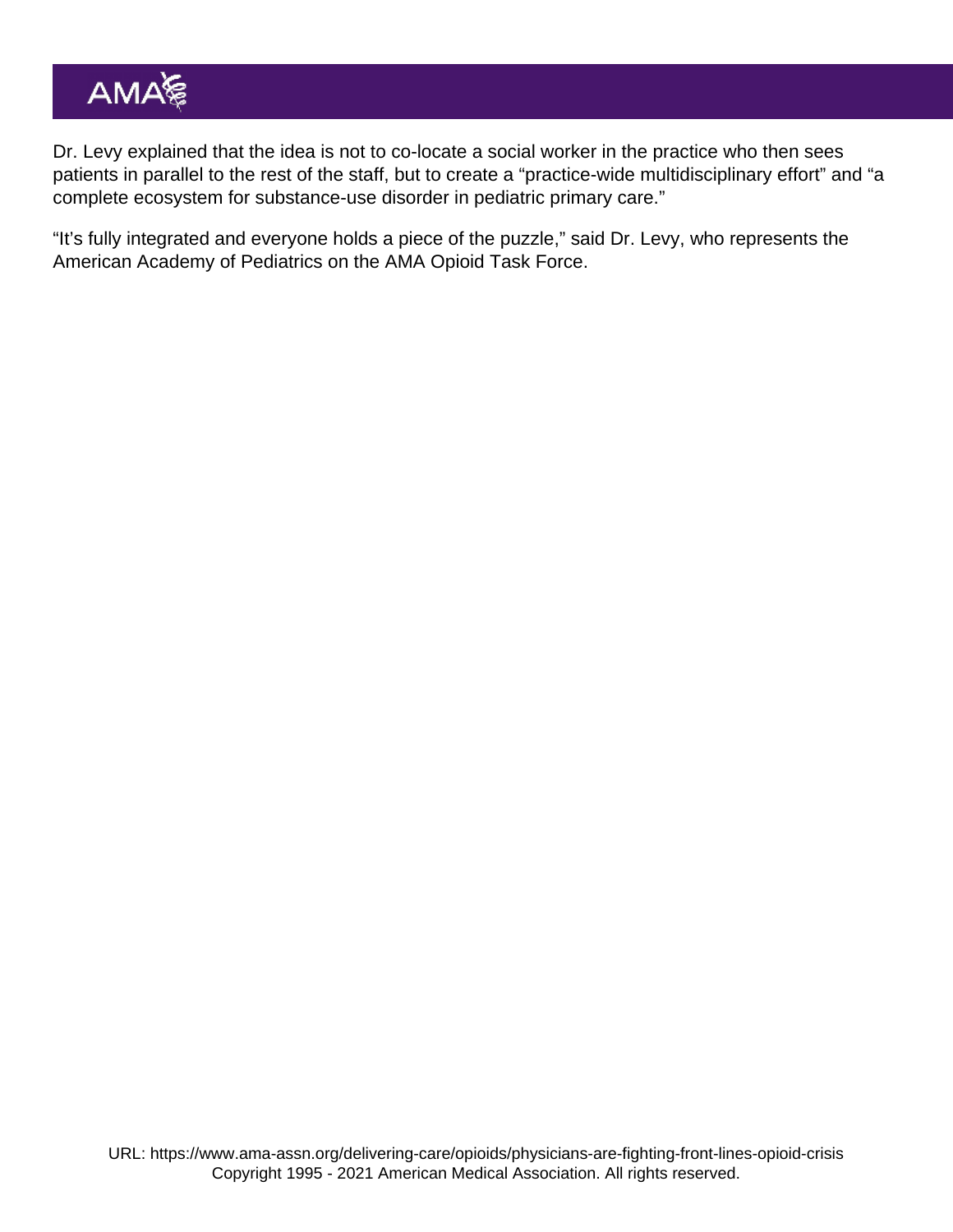Dr. Levy explained that the idea is not to co-locate a social worker in the practice who then sees patients in parallel to the rest of the staff, but to create a "practice-wide multidisciplinary effort" and "a complete ecosystem for substance-use disorder in pediatric primary care."

"It's fully integrated and everyone holds a piece of the puzzle," said Dr. Levy, who represents the American Academy of Pediatrics on the AMA Opioid Task Force.